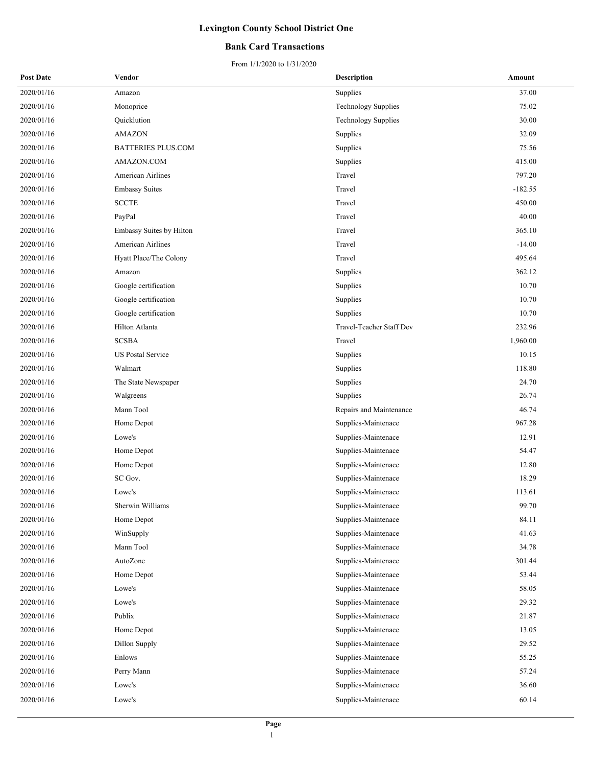# Lexington County School District One

## Bank Card Transactions

From 1/1/2020 to 1/31/2020

| Post Date | Vendor | Description | Amount |
|---|---|---|---|
| 2020/01/16 | Amazon | Supplies | 37.00 |
| 2020/01/16 | Monoprice | Technology Supplies | 75.02 |
| 2020/01/16 | Quicklution | Technology Supplies | 30.00 |
| 2020/01/16 | AMAZON | Supplies | 32.09 |
| 2020/01/16 | BATTERIES PLUS.COM | Supplies | 75.56 |
| 2020/01/16 | AMAZON.COM | Supplies | 415.00 |
| 2020/01/16 | American Airlines | Travel | 797.20 |
| 2020/01/16 | Embassy Suites | Travel | -182.55 |
| 2020/01/16 | SCCTE | Travel | 450.00 |
| 2020/01/16 | PayPal | Travel | 40.00 |
| 2020/01/16 | Embassy Suites by Hilton | Travel | 365.10 |
| 2020/01/16 | American Airlines | Travel | -14.00 |
| 2020/01/16 | Hyatt Place/The Colony | Travel | 495.64 |
| 2020/01/16 | Amazon | Supplies | 362.12 |
| 2020/01/16 | Google certification | Supplies | 10.70 |
| 2020/01/16 | Google certification | Supplies | 10.70 |
| 2020/01/16 | Google certification | Supplies | 10.70 |
| 2020/01/16 | Hilton Atlanta | Travel-Teacher Staff Dev | 232.96 |
| 2020/01/16 | SCSBA | Travel | 1,960.00 |
| 2020/01/16 | US Postal Service | Supplies | 10.15 |
| 2020/01/16 | Walmart | Supplies | 118.80 |
| 2020/01/16 | The State Newspaper | Supplies | 24.70 |
| 2020/01/16 | Walgreens | Supplies | 26.74 |
| 2020/01/16 | Mann Tool | Repairs and Maintenance | 46.74 |
| 2020/01/16 | Home Depot | Supplies-Maintenace | 967.28 |
| 2020/01/16 | Lowe's | Supplies-Maintenace | 12.91 |
| 2020/01/16 | Home Depot | Supplies-Maintenace | 54.47 |
| 2020/01/16 | Home Depot | Supplies-Maintenace | 12.80 |
| 2020/01/16 | SC Gov. | Supplies-Maintenace | 18.29 |
| 2020/01/16 | Lowe's | Supplies-Maintenace | 113.61 |
| 2020/01/16 | Sherwin Williams | Supplies-Maintenace | 99.70 |
| 2020/01/16 | Home Depot | Supplies-Maintenace | 84.11 |
| 2020/01/16 | WinSupply | Supplies-Maintenace | 41.63 |
| 2020/01/16 | Mann Tool | Supplies-Maintenace | 34.78 |
| 2020/01/16 | AutoZone | Supplies-Maintenace | 301.44 |
| 2020/01/16 | Home Depot | Supplies-Maintenace | 53.44 |
| 2020/01/16 | Lowe's | Supplies-Maintenace | 58.05 |
| 2020/01/16 | Lowe's | Supplies-Maintenace | 29.32 |
| 2020/01/16 | Publix | Supplies-Maintenace | 21.87 |
| 2020/01/16 | Home Depot | Supplies-Maintenace | 13.05 |
| 2020/01/16 | Dillon Supply | Supplies-Maintenace | 29.52 |
| 2020/01/16 | Enlows | Supplies-Maintenace | 55.25 |
| 2020/01/16 | Perry Mann | Supplies-Maintenace | 57.24 |
| 2020/01/16 | Lowe's | Supplies-Maintenace | 36.60 |
| 2020/01/16 | Lowe's | Supplies-Maintenace | 60.14 |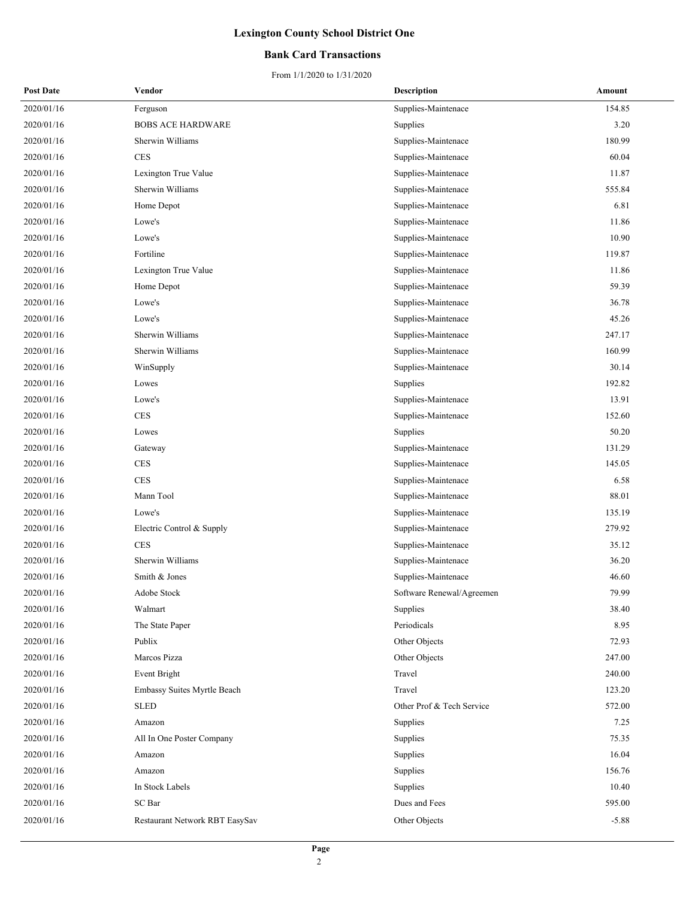# Lexington County School District One

## Bank Card Transactions

From 1/1/2020 to 1/31/2020

| Post Date | Vendor | Description | Amount |
|---|---|---|---|
| 2020/01/16 | Ferguson | Supplies-Maintenace | 154.85 |
| 2020/01/16 | BOBS ACE HARDWARE | Supplies | 3.20 |
| 2020/01/16 | Sherwin Williams | Supplies-Maintenace | 180.99 |
| 2020/01/16 | CES | Supplies-Maintenace | 60.04 |
| 2020/01/16 | Lexington True Value | Supplies-Maintenace | 11.87 |
| 2020/01/16 | Sherwin Williams | Supplies-Maintenace | 555.84 |
| 2020/01/16 | Home Depot | Supplies-Maintenace | 6.81 |
| 2020/01/16 | Lowe's | Supplies-Maintenace | 11.86 |
| 2020/01/16 | Lowe's | Supplies-Maintenace | 10.90 |
| 2020/01/16 | Fortiline | Supplies-Maintenace | 119.87 |
| 2020/01/16 | Lexington True Value | Supplies-Maintenace | 11.86 |
| 2020/01/16 | Home Depot | Supplies-Maintenace | 59.39 |
| 2020/01/16 | Lowe's | Supplies-Maintenace | 36.78 |
| 2020/01/16 | Lowe's | Supplies-Maintenace | 45.26 |
| 2020/01/16 | Sherwin Williams | Supplies-Maintenace | 247.17 |
| 2020/01/16 | Sherwin Williams | Supplies-Maintenace | 160.99 |
| 2020/01/16 | WinSupply | Supplies-Maintenace | 30.14 |
| 2020/01/16 | Lowes | Supplies | 192.82 |
| 2020/01/16 | Lowe's | Supplies-Maintenace | 13.91 |
| 2020/01/16 | CES | Supplies-Maintenace | 152.60 |
| 2020/01/16 | Lowes | Supplies | 50.20 |
| 2020/01/16 | Gateway | Supplies-Maintenace | 131.29 |
| 2020/01/16 | CES | Supplies-Maintenace | 145.05 |
| 2020/01/16 | CES | Supplies-Maintenace | 6.58 |
| 2020/01/16 | Mann Tool | Supplies-Maintenace | 88.01 |
| 2020/01/16 | Lowe's | Supplies-Maintenace | 135.19 |
| 2020/01/16 | Electric Control & Supply | Supplies-Maintenace | 279.92 |
| 2020/01/16 | CES | Supplies-Maintenace | 35.12 |
| 2020/01/16 | Sherwin Williams | Supplies-Maintenace | 36.20 |
| 2020/01/16 | Smith & Jones | Supplies-Maintenace | 46.60 |
| 2020/01/16 | Adobe Stock | Software Renewal/Agreemen | 79.99 |
| 2020/01/16 | Walmart | Supplies | 38.40 |
| 2020/01/16 | The State Paper | Periodicals | 8.95 |
| 2020/01/16 | Publix | Other Objects | 72.93 |
| 2020/01/16 | Marcos Pizza | Other Objects | 247.00 |
| 2020/01/16 | Event Bright | Travel | 240.00 |
| 2020/01/16 | Embassy Suites Myrtle Beach | Travel | 123.20 |
| 2020/01/16 | SLED | Other Prof & Tech Service | 572.00 |
| 2020/01/16 | Amazon | Supplies | 7.25 |
| 2020/01/16 | All In One Poster Company | Supplies | 75.35 |
| 2020/01/16 | Amazon | Supplies | 16.04 |
| 2020/01/16 | Amazon | Supplies | 156.76 |
| 2020/01/16 | In Stock Labels | Supplies | 10.40 |
| 2020/01/16 | SC Bar | Dues and Fees | 595.00 |
| 2020/01/16 | Restaurant Network RBT EasySav | Other Objects | -5.88 |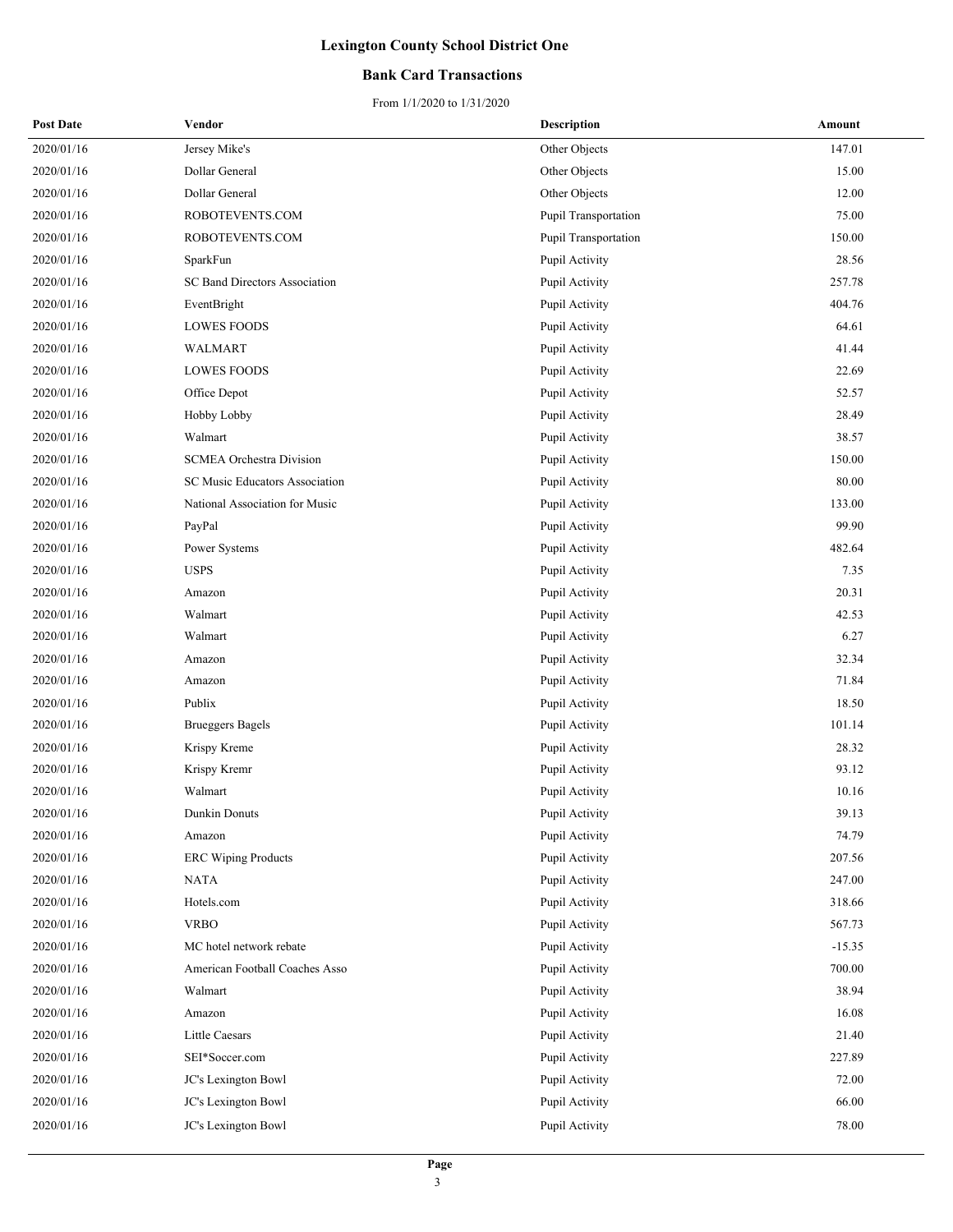# Lexington County School District One

## Bank Card Transactions

From 1/1/2020 to 1/31/2020

| Post Date | Vendor | Description | Amount |
|---|---|---|---|
| 2020/01/16 | Jersey Mike's | Other Objects | 147.01 |
| 2020/01/16 | Dollar General | Other Objects | 15.00 |
| 2020/01/16 | Dollar General | Other Objects | 12.00 |
| 2020/01/16 | ROBOTEVENTS.COM | Pupil Transportation | 75.00 |
| 2020/01/16 | ROBOTEVENTS.COM | Pupil Transportation | 150.00 |
| 2020/01/16 | SparkFun | Pupil Activity | 28.56 |
| 2020/01/16 | SC Band Directors Association | Pupil Activity | 257.78 |
| 2020/01/16 | EventBright | Pupil Activity | 404.76 |
| 2020/01/16 | LOWES FOODS | Pupil Activity | 64.61 |
| 2020/01/16 | WALMART | Pupil Activity | 41.44 |
| 2020/01/16 | LOWES FOODS | Pupil Activity | 22.69 |
| 2020/01/16 | Office Depot | Pupil Activity | 52.57 |
| 2020/01/16 | Hobby Lobby | Pupil Activity | 28.49 |
| 2020/01/16 | Walmart | Pupil Activity | 38.57 |
| 2020/01/16 | SCMEA Orchestra Division | Pupil Activity | 150.00 |
| 2020/01/16 | SC Music Educators Association | Pupil Activity | 80.00 |
| 2020/01/16 | National Association for Music | Pupil Activity | 133.00 |
| 2020/01/16 | PayPal | Pupil Activity | 99.90 |
| 2020/01/16 | Power Systems | Pupil Activity | 482.64 |
| 2020/01/16 | USPS | Pupil Activity | 7.35 |
| 2020/01/16 | Amazon | Pupil Activity | 20.31 |
| 2020/01/16 | Walmart | Pupil Activity | 42.53 |
| 2020/01/16 | Walmart | Pupil Activity | 6.27 |
| 2020/01/16 | Amazon | Pupil Activity | 32.34 |
| 2020/01/16 | Amazon | Pupil Activity | 71.84 |
| 2020/01/16 | Publix | Pupil Activity | 18.50 |
| 2020/01/16 | Brueggers Bagels | Pupil Activity | 101.14 |
| 2020/01/16 | Krispy Kreme | Pupil Activity | 28.32 |
| 2020/01/16 | Krispy Kremr | Pupil Activity | 93.12 |
| 2020/01/16 | Walmart | Pupil Activity | 10.16 |
| 2020/01/16 | Dunkin Donuts | Pupil Activity | 39.13 |
| 2020/01/16 | Amazon | Pupil Activity | 74.79 |
| 2020/01/16 | ERC Wiping Products | Pupil Activity | 207.56 |
| 2020/01/16 | NATA | Pupil Activity | 247.00 |
| 2020/01/16 | Hotels.com | Pupil Activity | 318.66 |
| 2020/01/16 | VRBO | Pupil Activity | 567.73 |
| 2020/01/16 | MC hotel network rebate | Pupil Activity | -15.35 |
| 2020/01/16 | American Football Coaches Asso | Pupil Activity | 700.00 |
| 2020/01/16 | Walmart | Pupil Activity | 38.94 |
| 2020/01/16 | Amazon | Pupil Activity | 16.08 |
| 2020/01/16 | Little Caesars | Pupil Activity | 21.40 |
| 2020/01/16 | SEI*Soccer.com | Pupil Activity | 227.89 |
| 2020/01/16 | JC's Lexington Bowl | Pupil Activity | 72.00 |
| 2020/01/16 | JC's Lexington Bowl | Pupil Activity | 66.00 |
| 2020/01/16 | JC's Lexington Bowl | Pupil Activity | 78.00 |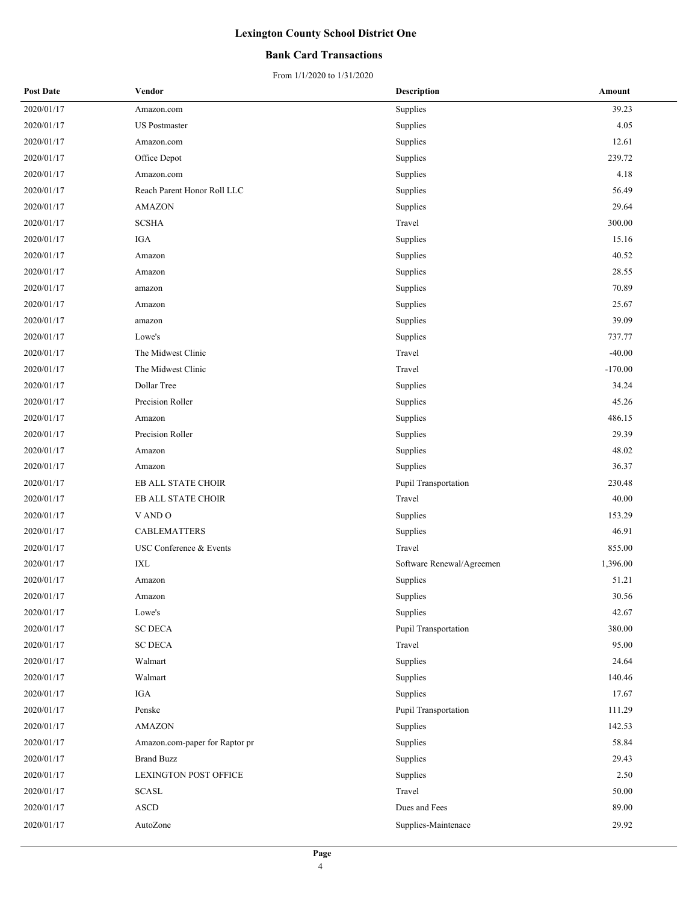# Lexington County School District One

## Bank Card Transactions

From 1/1/2020 to 1/31/2020

| Post Date | Vendor | Description | Amount |
|---|---|---|---|
| 2020/01/17 | Amazon.com | Supplies | 39.23 |
| 2020/01/17 | US Postmaster | Supplies | 4.05 |
| 2020/01/17 | Amazon.com | Supplies | 12.61 |
| 2020/01/17 | Office Depot | Supplies | 239.72 |
| 2020/01/17 | Amazon.com | Supplies | 4.18 |
| 2020/01/17 | Reach Parent Honor Roll LLC | Supplies | 56.49 |
| 2020/01/17 | AMAZON | Supplies | 29.64 |
| 2020/01/17 | SCSHA | Travel | 300.00 |
| 2020/01/17 | IGA | Supplies | 15.16 |
| 2020/01/17 | Amazon | Supplies | 40.52 |
| 2020/01/17 | Amazon | Supplies | 28.55 |
| 2020/01/17 | amazon | Supplies | 70.89 |
| 2020/01/17 | Amazon | Supplies | 25.67 |
| 2020/01/17 | amazon | Supplies | 39.09 |
| 2020/01/17 | Lowe's | Supplies | 737.77 |
| 2020/01/17 | The Midwest Clinic | Travel | -40.00 |
| 2020/01/17 | The Midwest Clinic | Travel | -170.00 |
| 2020/01/17 | Dollar Tree | Supplies | 34.24 |
| 2020/01/17 | Precision Roller | Supplies | 45.26 |
| 2020/01/17 | Amazon | Supplies | 486.15 |
| 2020/01/17 | Precision Roller | Supplies | 29.39 |
| 2020/01/17 | Amazon | Supplies | 48.02 |
| 2020/01/17 | Amazon | Supplies | 36.37 |
| 2020/01/17 | EB ALL STATE CHOIR | Pupil Transportation | 230.48 |
| 2020/01/17 | EB ALL STATE CHOIR | Travel | 40.00 |
| 2020/01/17 | V AND O | Supplies | 153.29 |
| 2020/01/17 | CABLEMATTERS | Supplies | 46.91 |
| 2020/01/17 | USC Conference & Events | Travel | 855.00 |
| 2020/01/17 | IXL | Software Renewal/Agreemen | 1,396.00 |
| 2020/01/17 | Amazon | Supplies | 51.21 |
| 2020/01/17 | Amazon | Supplies | 30.56 |
| 2020/01/17 | Lowe's | Supplies | 42.67 |
| 2020/01/17 | SC DECA | Pupil Transportation | 380.00 |
| 2020/01/17 | SC DECA | Travel | 95.00 |
| 2020/01/17 | Walmart | Supplies | 24.64 |
| 2020/01/17 | Walmart | Supplies | 140.46 |
| 2020/01/17 | IGA | Supplies | 17.67 |
| 2020/01/17 | Penske | Pupil Transportation | 111.29 |
| 2020/01/17 | AMAZON | Supplies | 142.53 |
| 2020/01/17 | Amazon.com-paper for Raptor pr | Supplies | 58.84 |
| 2020/01/17 | Brand Buzz | Supplies | 29.43 |
| 2020/01/17 | LEXINGTON POST OFFICE | Supplies | 2.50 |
| 2020/01/17 | SCASL | Travel | 50.00 |
| 2020/01/17 | ASCD | Dues and Fees | 89.00 |
| 2020/01/17 | AutoZone | Supplies-Maintenace | 29.92 |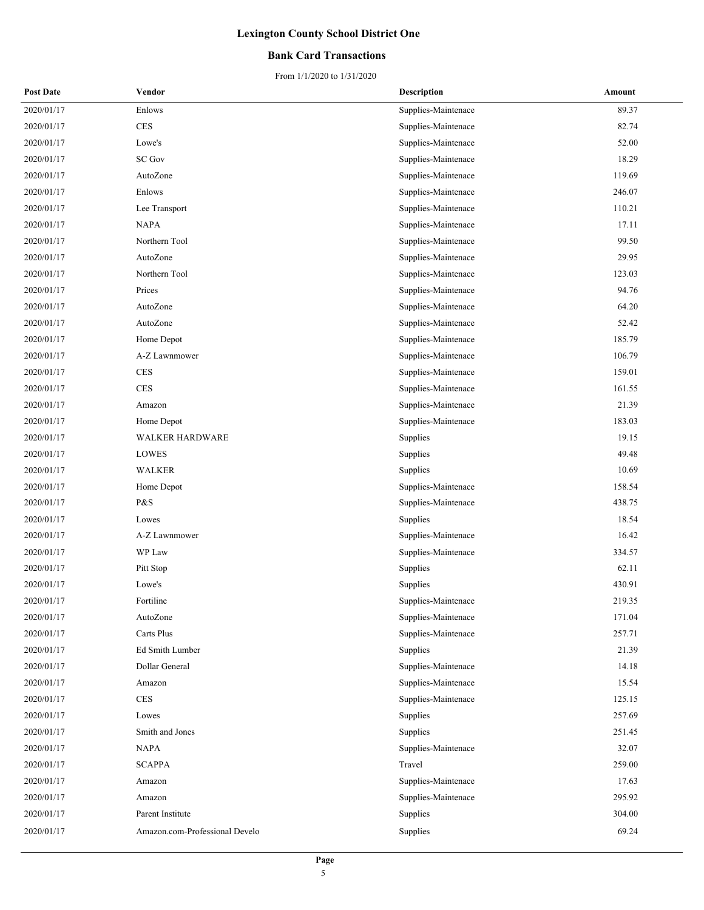# Lexington County School District One

## Bank Card Transactions

From 1/1/2020 to 1/31/2020

| Post Date | Vendor | Description | Amount |
|---|---|---|---|
| 2020/01/17 | Enlows | Supplies-Maintenace | 89.37 |
| 2020/01/17 | CES | Supplies-Maintenace | 82.74 |
| 2020/01/17 | Lowe's | Supplies-Maintenace | 52.00 |
| 2020/01/17 | SC Gov | Supplies-Maintenace | 18.29 |
| 2020/01/17 | AutoZone | Supplies-Maintenace | 119.69 |
| 2020/01/17 | Enlows | Supplies-Maintenace | 246.07 |
| 2020/01/17 | Lee Transport | Supplies-Maintenace | 110.21 |
| 2020/01/17 | NAPA | Supplies-Maintenace | 17.11 |
| 2020/01/17 | Northern Tool | Supplies-Maintenace | 99.50 |
| 2020/01/17 | AutoZone | Supplies-Maintenace | 29.95 |
| 2020/01/17 | Northern Tool | Supplies-Maintenace | 123.03 |
| 2020/01/17 | Prices | Supplies-Maintenace | 94.76 |
| 2020/01/17 | AutoZone | Supplies-Maintenace | 64.20 |
| 2020/01/17 | AutoZone | Supplies-Maintenace | 52.42 |
| 2020/01/17 | Home Depot | Supplies-Maintenace | 185.79 |
| 2020/01/17 | A-Z Lawnmower | Supplies-Maintenace | 106.79 |
| 2020/01/17 | CES | Supplies-Maintenace | 159.01 |
| 2020/01/17 | CES | Supplies-Maintenace | 161.55 |
| 2020/01/17 | Amazon | Supplies-Maintenace | 21.39 |
| 2020/01/17 | Home Depot | Supplies-Maintenace | 183.03 |
| 2020/01/17 | WALKER HARDWARE | Supplies | 19.15 |
| 2020/01/17 | LOWES | Supplies | 49.48 |
| 2020/01/17 | WALKER | Supplies | 10.69 |
| 2020/01/17 | Home Depot | Supplies-Maintenace | 158.54 |
| 2020/01/17 | P&S | Supplies-Maintenace | 438.75 |
| 2020/01/17 | Lowes | Supplies | 18.54 |
| 2020/01/17 | A-Z Lawnmower | Supplies-Maintenace | 16.42 |
| 2020/01/17 | WP Law | Supplies-Maintenace | 334.57 |
| 2020/01/17 | Pitt Stop | Supplies | 62.11 |
| 2020/01/17 | Lowe's | Supplies | 430.91 |
| 2020/01/17 | Fortiline | Supplies-Maintenace | 219.35 |
| 2020/01/17 | AutoZone | Supplies-Maintenace | 171.04 |
| 2020/01/17 | Carts Plus | Supplies-Maintenace | 257.71 |
| 2020/01/17 | Ed Smith Lumber | Supplies | 21.39 |
| 2020/01/17 | Dollar General | Supplies-Maintenace | 14.18 |
| 2020/01/17 | Amazon | Supplies-Maintenace | 15.54 |
| 2020/01/17 | CES | Supplies-Maintenace | 125.15 |
| 2020/01/17 | Lowes | Supplies | 257.69 |
| 2020/01/17 | Smith and Jones | Supplies | 251.45 |
| 2020/01/17 | NAPA | Supplies-Maintenace | 32.07 |
| 2020/01/17 | SCAPPA | Travel | 259.00 |
| 2020/01/17 | Amazon | Supplies-Maintenace | 17.63 |
| 2020/01/17 | Amazon | Supplies-Maintenace | 295.92 |
| 2020/01/17 | Parent Institute | Supplies | 304.00 |
| 2020/01/17 | Amazon.com-Professional Develo | Supplies | 69.24 |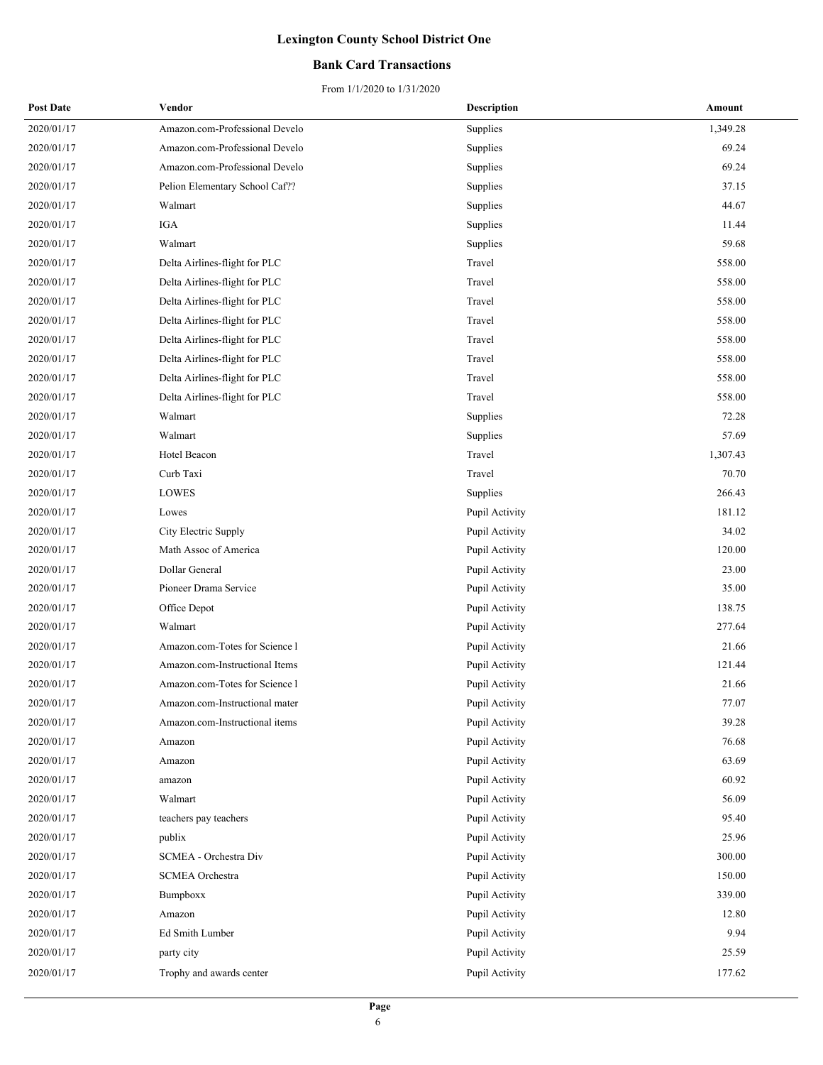# Lexington County School District One

## Bank Card Transactions

From 1/1/2020 to 1/31/2020

| Post Date | Vendor | Description | Amount |
|---|---|---|---|
| 2020/01/17 | Amazon.com-Professional Develo | Supplies | 1,349.28 |
| 2020/01/17 | Amazon.com-Professional Develo | Supplies | 69.24 |
| 2020/01/17 | Amazon.com-Professional Develo | Supplies | 69.24 |
| 2020/01/17 | Pelion Elementary School Caf?? | Supplies | 37.15 |
| 2020/01/17 | Walmart | Supplies | 44.67 |
| 2020/01/17 | IGA | Supplies | 11.44 |
| 2020/01/17 | Walmart | Supplies | 59.68 |
| 2020/01/17 | Delta Airlines-flight for PLC | Travel | 558.00 |
| 2020/01/17 | Delta Airlines-flight for PLC | Travel | 558.00 |
| 2020/01/17 | Delta Airlines-flight for PLC | Travel | 558.00 |
| 2020/01/17 | Delta Airlines-flight for PLC | Travel | 558.00 |
| 2020/01/17 | Delta Airlines-flight for PLC | Travel | 558.00 |
| 2020/01/17 | Delta Airlines-flight for PLC | Travel | 558.00 |
| 2020/01/17 | Delta Airlines-flight for PLC | Travel | 558.00 |
| 2020/01/17 | Delta Airlines-flight for PLC | Travel | 558.00 |
| 2020/01/17 | Walmart | Supplies | 72.28 |
| 2020/01/17 | Walmart | Supplies | 57.69 |
| 2020/01/17 | Hotel Beacon | Travel | 1,307.43 |
| 2020/01/17 | Curb Taxi | Travel | 70.70 |
| 2020/01/17 | LOWES | Supplies | 266.43 |
| 2020/01/17 | Lowes | Pupil Activity | 181.12 |
| 2020/01/17 | City Electric Supply | Pupil Activity | 34.02 |
| 2020/01/17 | Math Assoc of America | Pupil Activity | 120.00 |
| 2020/01/17 | Dollar General | Pupil Activity | 23.00 |
| 2020/01/17 | Pioneer Drama Service | Pupil Activity | 35.00 |
| 2020/01/17 | Office Depot | Pupil Activity | 138.75 |
| 2020/01/17 | Walmart | Pupil Activity | 277.64 |
| 2020/01/17 | Amazon.com-Totes for Science l | Pupil Activity | 21.66 |
| 2020/01/17 | Amazon.com-Instructional Items | Pupil Activity | 121.44 |
| 2020/01/17 | Amazon.com-Totes for Science l | Pupil Activity | 21.66 |
| 2020/01/17 | Amazon.com-Instructional mater | Pupil Activity | 77.07 |
| 2020/01/17 | Amazon.com-Instructional items | Pupil Activity | 39.28 |
| 2020/01/17 | Amazon | Pupil Activity | 76.68 |
| 2020/01/17 | Amazon | Pupil Activity | 63.69 |
| 2020/01/17 | amazon | Pupil Activity | 60.92 |
| 2020/01/17 | Walmart | Pupil Activity | 56.09 |
| 2020/01/17 | teachers pay teachers | Pupil Activity | 95.40 |
| 2020/01/17 | publix | Pupil Activity | 25.96 |
| 2020/01/17 | SCMEA - Orchestra Div | Pupil Activity | 300.00 |
| 2020/01/17 | SCMEA Orchestra | Pupil Activity | 150.00 |
| 2020/01/17 | Bumpboxx | Pupil Activity | 339.00 |
| 2020/01/17 | Amazon | Pupil Activity | 12.80 |
| 2020/01/17 | Ed Smith Lumber | Pupil Activity | 9.94 |
| 2020/01/17 | party city | Pupil Activity | 25.59 |
| 2020/01/17 | Trophy and awards center | Pupil Activity | 177.62 |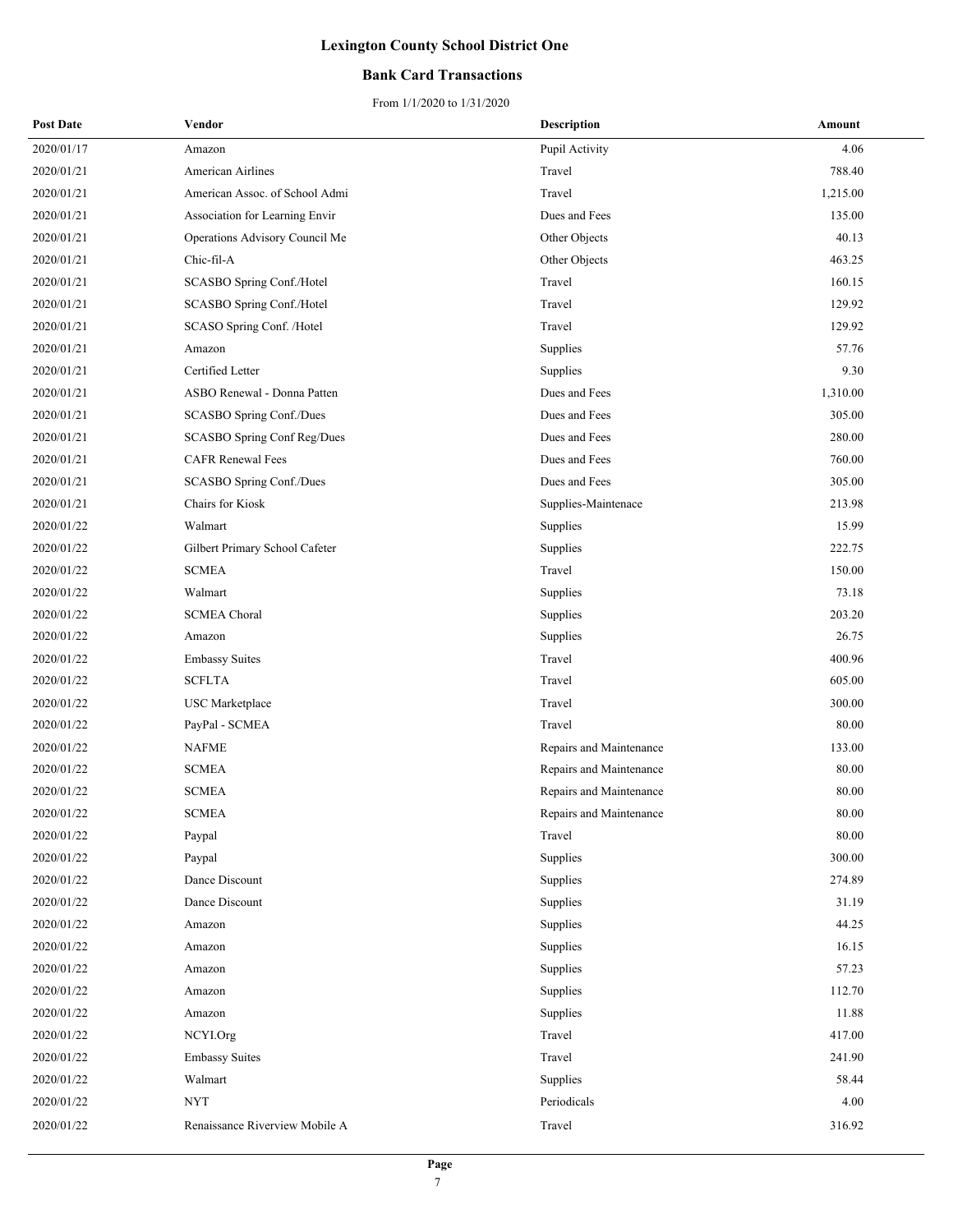# Lexington County School District One

## Bank Card Transactions

From 1/1/2020 to 1/31/2020

| Post Date | Vendor | Description | Amount |
|---|---|---|---|
| 2020/01/17 | Amazon | Pupil Activity | 4.06 |
| 2020/01/21 | American Airlines | Travel | 788.40 |
| 2020/01/21 | American Assoc. of School Admi | Travel | 1,215.00 |
| 2020/01/21 | Association for Learning Envir | Dues and Fees | 135.00 |
| 2020/01/21 | Operations Advisory Council Me | Other Objects | 40.13 |
| 2020/01/21 | Chic-fil-A | Other Objects | 463.25 |
| 2020/01/21 | SCASBO Spring Conf./Hotel | Travel | 160.15 |
| 2020/01/21 | SCASBO Spring Conf./Hotel | Travel | 129.92 |
| 2020/01/21 | SCASO Spring Conf. /Hotel | Travel | 129.92 |
| 2020/01/21 | Amazon | Supplies | 57.76 |
| 2020/01/21 | Certified Letter | Supplies | 9.30 |
| 2020/01/21 | ASBO Renewal - Donna Patten | Dues and Fees | 1,310.00 |
| 2020/01/21 | SCASBO Spring Conf./Dues | Dues and Fees | 305.00 |
| 2020/01/21 | SCASBO Spring Conf Reg/Dues | Dues and Fees | 280.00 |
| 2020/01/21 | CAFR Renewal Fees | Dues and Fees | 760.00 |
| 2020/01/21 | SCASBO Spring Conf./Dues | Dues and Fees | 305.00 |
| 2020/01/21 | Chairs for Kiosk | Supplies-Maintenace | 213.98 |
| 2020/01/22 | Walmart | Supplies | 15.99 |
| 2020/01/22 | Gilbert Primary School Cafeter | Supplies | 222.75 |
| 2020/01/22 | SCMEA | Travel | 150.00 |
| 2020/01/22 | Walmart | Supplies | 73.18 |
| 2020/01/22 | SCMEA Choral | Supplies | 203.20 |
| 2020/01/22 | Amazon | Supplies | 26.75 |
| 2020/01/22 | Embassy Suites | Travel | 400.96 |
| 2020/01/22 | SCFLTA | Travel | 605.00 |
| 2020/01/22 | USC Marketplace | Travel | 300.00 |
| 2020/01/22 | PayPal - SCMEA | Travel | 80.00 |
| 2020/01/22 | NAFME | Repairs and Maintenance | 133.00 |
| 2020/01/22 | SCMEA | Repairs and Maintenance | 80.00 |
| 2020/01/22 | SCMEA | Repairs and Maintenance | 80.00 |
| 2020/01/22 | SCMEA | Repairs and Maintenance | 80.00 |
| 2020/01/22 | Paypal | Travel | 80.00 |
| 2020/01/22 | Paypal | Supplies | 300.00 |
| 2020/01/22 | Dance Discount | Supplies | 274.89 |
| 2020/01/22 | Dance Discount | Supplies | 31.19 |
| 2020/01/22 | Amazon | Supplies | 44.25 |
| 2020/01/22 | Amazon | Supplies | 16.15 |
| 2020/01/22 | Amazon | Supplies | 57.23 |
| 2020/01/22 | Amazon | Supplies | 112.70 |
| 2020/01/22 | Amazon | Supplies | 11.88 |
| 2020/01/22 | NCYI.Org | Travel | 417.00 |
| 2020/01/22 | Embassy Suites | Travel | 241.90 |
| 2020/01/22 | Walmart | Supplies | 58.44 |
| 2020/01/22 | NYT | Periodicals | 4.00 |
| 2020/01/22 | Renaissance Riverview Mobile A | Travel | 316.92 |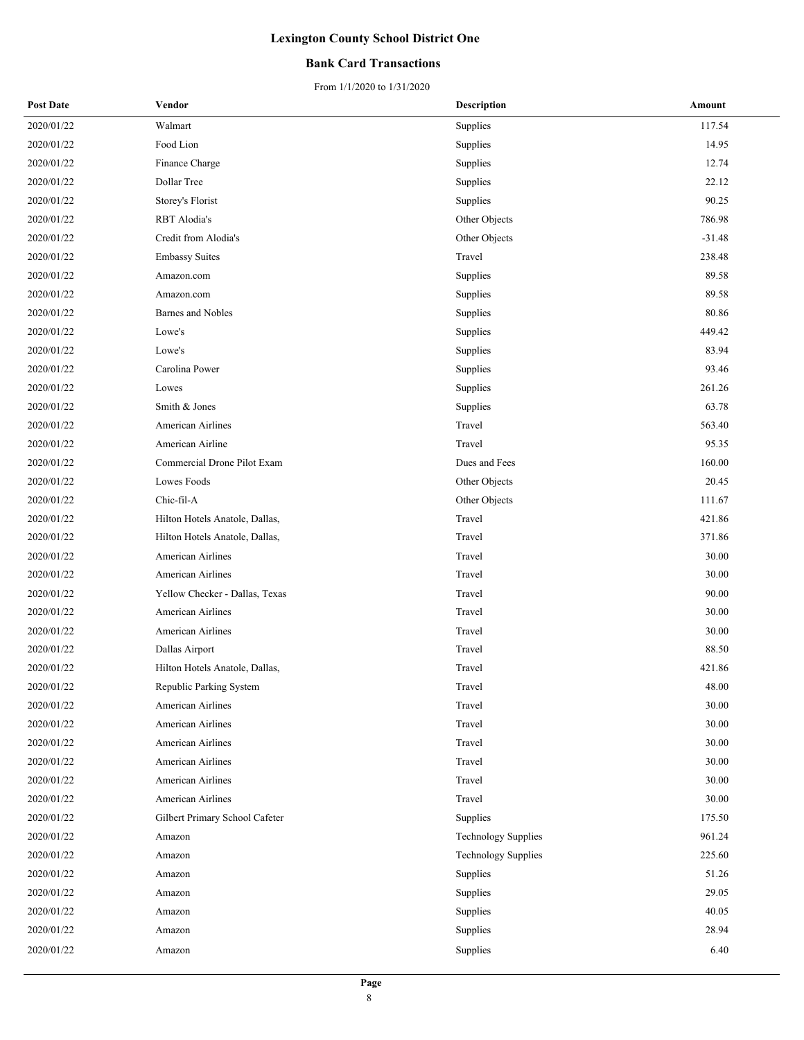# Lexington County School District One

## Bank Card Transactions

From 1/1/2020 to 1/31/2020

| Post Date | Vendor | Description | Amount |
|---|---|---|---|
| 2020/01/22 | Walmart | Supplies | 117.54 |
| 2020/01/22 | Food Lion | Supplies | 14.95 |
| 2020/01/22 | Finance Charge | Supplies | 12.74 |
| 2020/01/22 | Dollar Tree | Supplies | 22.12 |
| 2020/01/22 | Storey's Florist | Supplies | 90.25 |
| 2020/01/22 | RBT Alodia's | Other Objects | 786.98 |
| 2020/01/22 | Credit from Alodia's | Other Objects | -31.48 |
| 2020/01/22 | Embassy Suites | Travel | 238.48 |
| 2020/01/22 | Amazon.com | Supplies | 89.58 |
| 2020/01/22 | Amazon.com | Supplies | 89.58 |
| 2020/01/22 | Barnes and Nobles | Supplies | 80.86 |
| 2020/01/22 | Lowe's | Supplies | 449.42 |
| 2020/01/22 | Lowe's | Supplies | 83.94 |
| 2020/01/22 | Carolina Power | Supplies | 93.46 |
| 2020/01/22 | Lowes | Supplies | 261.26 |
| 2020/01/22 | Smith & Jones | Supplies | 63.78 |
| 2020/01/22 | American Airlines | Travel | 563.40 |
| 2020/01/22 | American Airline | Travel | 95.35 |
| 2020/01/22 | Commercial Drone Pilot Exam | Dues and Fees | 160.00 |
| 2020/01/22 | Lowes Foods | Other Objects | 20.45 |
| 2020/01/22 | Chic-fil-A | Other Objects | 111.67 |
| 2020/01/22 | Hilton Hotels Anatole, Dallas, | Travel | 421.86 |
| 2020/01/22 | Hilton Hotels Anatole, Dallas, | Travel | 371.86 |
| 2020/01/22 | American Airlines | Travel | 30.00 |
| 2020/01/22 | American Airlines | Travel | 30.00 |
| 2020/01/22 | Yellow Checker - Dallas, Texas | Travel | 90.00 |
| 2020/01/22 | American Airlines | Travel | 30.00 |
| 2020/01/22 | American Airlines | Travel | 30.00 |
| 2020/01/22 | Dallas Airport | Travel | 88.50 |
| 2020/01/22 | Hilton Hotels Anatole, Dallas, | Travel | 421.86 |
| 2020/01/22 | Republic Parking System | Travel | 48.00 |
| 2020/01/22 | American Airlines | Travel | 30.00 |
| 2020/01/22 | American Airlines | Travel | 30.00 |
| 2020/01/22 | American Airlines | Travel | 30.00 |
| 2020/01/22 | American Airlines | Travel | 30.00 |
| 2020/01/22 | American Airlines | Travel | 30.00 |
| 2020/01/22 | American Airlines | Travel | 30.00 |
| 2020/01/22 | Gilbert Primary School Cafeter | Supplies | 175.50 |
| 2020/01/22 | Amazon | Technology Supplies | 961.24 |
| 2020/01/22 | Amazon | Technology Supplies | 225.60 |
| 2020/01/22 | Amazon | Supplies | 51.26 |
| 2020/01/22 | Amazon | Supplies | 29.05 |
| 2020/01/22 | Amazon | Supplies | 40.05 |
| 2020/01/22 | Amazon | Supplies | 28.94 |
| 2020/01/22 | Amazon | Supplies | 6.40 |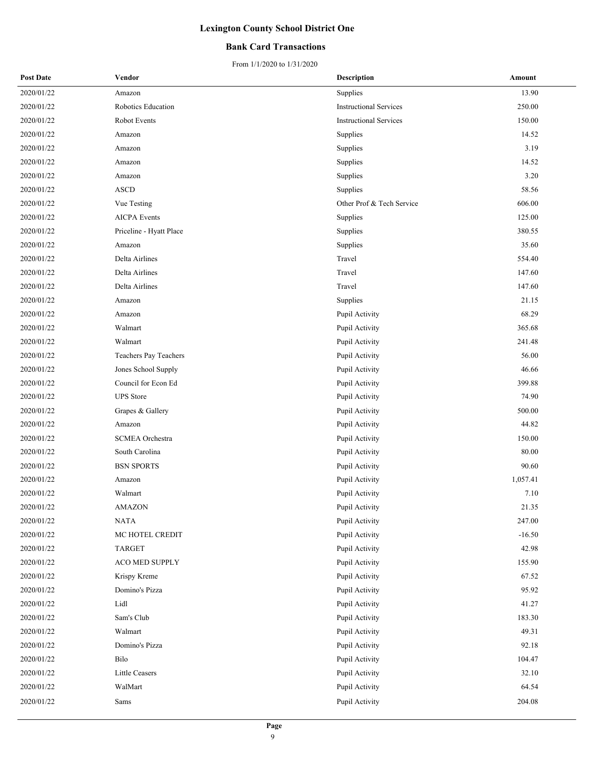# Lexington County School District One

## Bank Card Transactions

From 1/1/2020 to 1/31/2020

| Post Date | Vendor | Description | Amount |
|---|---|---|---|
| 2020/01/22 | Amazon | Supplies | 13.90 |
| 2020/01/22 | Robotics Education | Instructional Services | 250.00 |
| 2020/01/22 | Robot Events | Instructional Services | 150.00 |
| 2020/01/22 | Amazon | Supplies | 14.52 |
| 2020/01/22 | Amazon | Supplies | 3.19 |
| 2020/01/22 | Amazon | Supplies | 14.52 |
| 2020/01/22 | Amazon | Supplies | 3.20 |
| 2020/01/22 | ASCD | Supplies | 58.56 |
| 2020/01/22 | Vue Testing | Other Prof & Tech Service | 606.00 |
| 2020/01/22 | AICPA Events | Supplies | 125.00 |
| 2020/01/22 | Priceline - Hyatt Place | Supplies | 380.55 |
| 2020/01/22 | Amazon | Supplies | 35.60 |
| 2020/01/22 | Delta Airlines | Travel | 554.40 |
| 2020/01/22 | Delta Airlines | Travel | 147.60 |
| 2020/01/22 | Delta Airlines | Travel | 147.60 |
| 2020/01/22 | Amazon | Supplies | 21.15 |
| 2020/01/22 | Amazon | Pupil Activity | 68.29 |
| 2020/01/22 | Walmart | Pupil Activity | 365.68 |
| 2020/01/22 | Walmart | Pupil Activity | 241.48 |
| 2020/01/22 | Teachers Pay Teachers | Pupil Activity | 56.00 |
| 2020/01/22 | Jones School Supply | Pupil Activity | 46.66 |
| 2020/01/22 | Council for Econ Ed | Pupil Activity | 399.88 |
| 2020/01/22 | UPS Store | Pupil Activity | 74.90 |
| 2020/01/22 | Grapes & Gallery | Pupil Activity | 500.00 |
| 2020/01/22 | Amazon | Pupil Activity | 44.82 |
| 2020/01/22 | SCMEA Orchestra | Pupil Activity | 150.00 |
| 2020/01/22 | South Carolina | Pupil Activity | 80.00 |
| 2020/01/22 | BSN SPORTS | Pupil Activity | 90.60 |
| 2020/01/22 | Amazon | Pupil Activity | 1,057.41 |
| 2020/01/22 | Walmart | Pupil Activity | 7.10 |
| 2020/01/22 | AMAZON | Pupil Activity | 21.35 |
| 2020/01/22 | NATA | Pupil Activity | 247.00 |
| 2020/01/22 | MC HOTEL CREDIT | Pupil Activity | -16.50 |
| 2020/01/22 | TARGET | Pupil Activity | 42.98 |
| 2020/01/22 | ACO MED SUPPLY | Pupil Activity | 155.90 |
| 2020/01/22 | Krispy Kreme | Pupil Activity | 67.52 |
| 2020/01/22 | Domino's Pizza | Pupil Activity | 95.92 |
| 2020/01/22 | Lidl | Pupil Activity | 41.27 |
| 2020/01/22 | Sam's Club | Pupil Activity | 183.30 |
| 2020/01/22 | Walmart | Pupil Activity | 49.31 |
| 2020/01/22 | Domino's Pizza | Pupil Activity | 92.18 |
| 2020/01/22 | Bilo | Pupil Activity | 104.47 |
| 2020/01/22 | Little Ceasers | Pupil Activity | 32.10 |
| 2020/01/22 | WalMart | Pupil Activity | 64.54 |
| 2020/01/22 | Sams | Pupil Activity | 204.08 |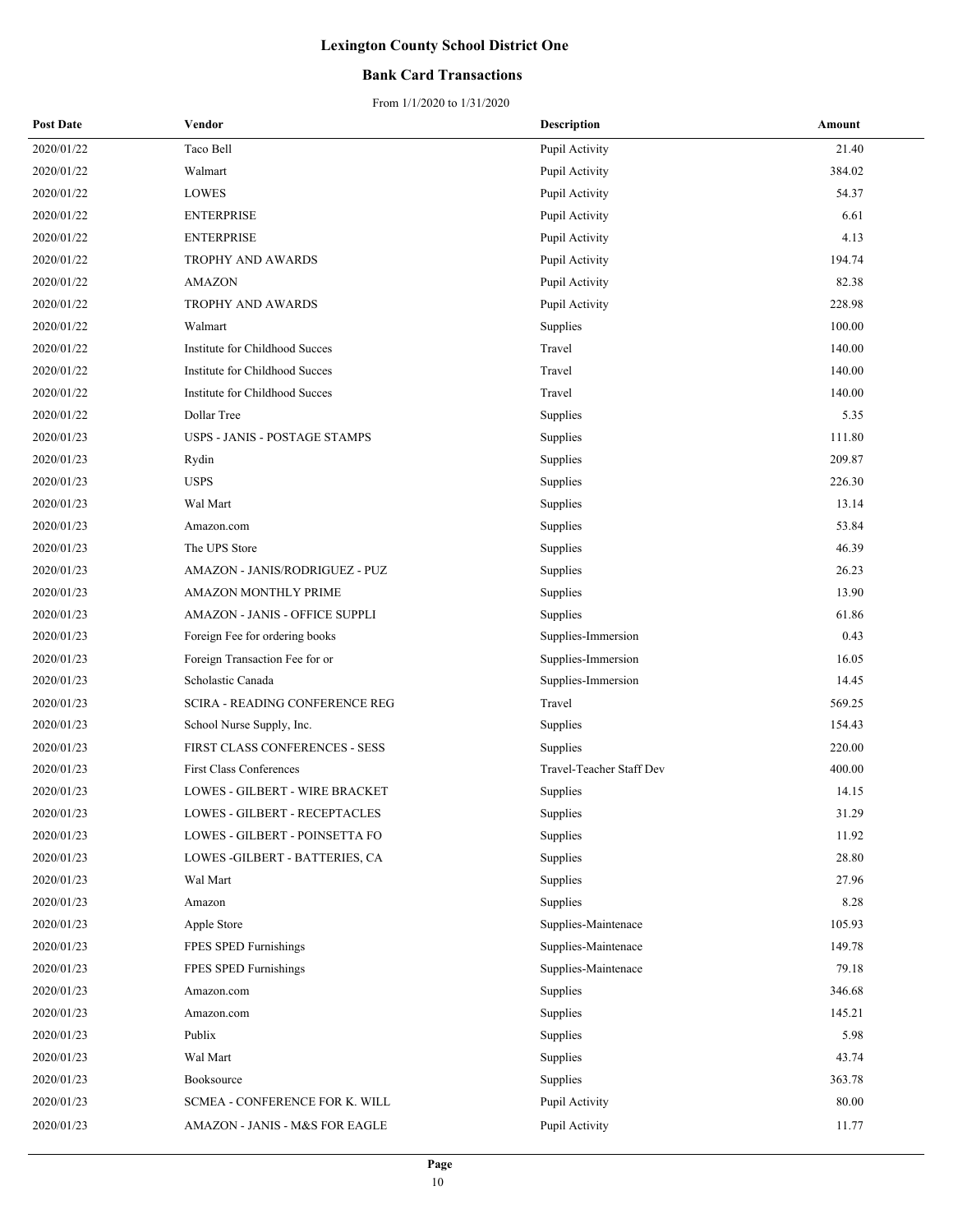# Lexington County School District One

## Bank Card Transactions

From 1/1/2020 to 1/31/2020

| Post Date | Vendor | Description | Amount |
|---|---|---|---|
| 2020/01/22 | Taco Bell | Pupil Activity | 21.40 |
| 2020/01/22 | Walmart | Pupil Activity | 384.02 |
| 2020/01/22 | LOWES | Pupil Activity | 54.37 |
| 2020/01/22 | ENTERPRISE | Pupil Activity | 6.61 |
| 2020/01/22 | ENTERPRISE | Pupil Activity | 4.13 |
| 2020/01/22 | TROPHY AND AWARDS | Pupil Activity | 194.74 |
| 2020/01/22 | AMAZON | Pupil Activity | 82.38 |
| 2020/01/22 | TROPHY AND AWARDS | Pupil Activity | 228.98 |
| 2020/01/22 | Walmart | Supplies | 100.00 |
| 2020/01/22 | Institute for Childhood Succes | Travel | 140.00 |
| 2020/01/22 | Institute for Childhood Succes | Travel | 140.00 |
| 2020/01/22 | Institute for Childhood Succes | Travel | 140.00 |
| 2020/01/22 | Dollar Tree | Supplies | 5.35 |
| 2020/01/23 | USPS - JANIS - POSTAGE STAMPS | Supplies | 111.80 |
| 2020/01/23 | Rydin | Supplies | 209.87 |
| 2020/01/23 | USPS | Supplies | 226.30 |
| 2020/01/23 | Wal Mart | Supplies | 13.14 |
| 2020/01/23 | Amazon.com | Supplies | 53.84 |
| 2020/01/23 | The UPS Store | Supplies | 46.39 |
| 2020/01/23 | AMAZON - JANIS/RODRIGUEZ - PUZ | Supplies | 26.23 |
| 2020/01/23 | AMAZON MONTHLY PRIME | Supplies | 13.90 |
| 2020/01/23 | AMAZON - JANIS - OFFICE SUPPLI | Supplies | 61.86 |
| 2020/01/23 | Foreign Fee for ordering books | Supplies-Immersion | 0.43 |
| 2020/01/23 | Foreign Transaction Fee for or | Supplies-Immersion | 16.05 |
| 2020/01/23 | Scholastic Canada | Supplies-Immersion | 14.45 |
| 2020/01/23 | SCIRA - READING CONFERENCE REG | Travel | 569.25 |
| 2020/01/23 | School Nurse Supply, Inc. | Supplies | 154.43 |
| 2020/01/23 | FIRST CLASS CONFERENCES - SESS | Supplies | 220.00 |
| 2020/01/23 | First Class Conferences | Travel-Teacher Staff Dev | 400.00 |
| 2020/01/23 | LOWES - GILBERT - WIRE BRACKET | Supplies | 14.15 |
| 2020/01/23 | LOWES - GILBERT - RECEPTACLES | Supplies | 31.29 |
| 2020/01/23 | LOWES - GILBERT - POINSETTA FO | Supplies | 11.92 |
| 2020/01/23 | LOWES -GILBERT - BATTERIES, CA | Supplies | 28.80 |
| 2020/01/23 | Wal Mart | Supplies | 27.96 |
| 2020/01/23 | Amazon | Supplies | 8.28 |
| 2020/01/23 | Apple Store | Supplies-Maintenace | 105.93 |
| 2020/01/23 | FPES SPED Furnishings | Supplies-Maintenace | 149.78 |
| 2020/01/23 | FPES SPED Furnishings | Supplies-Maintenace | 79.18 |
| 2020/01/23 | Amazon.com | Supplies | 346.68 |
| 2020/01/23 | Amazon.com | Supplies | 145.21 |
| 2020/01/23 | Publix | Supplies | 5.98 |
| 2020/01/23 | Wal Mart | Supplies | 43.74 |
| 2020/01/23 | Booksource | Supplies | 363.78 |
| 2020/01/23 | SCMEA - CONFERENCE FOR K. WILL | Pupil Activity | 80.00 |
| 2020/01/23 | AMAZON - JANIS - M&S FOR EAGLE | Pupil Activity | 11.77 |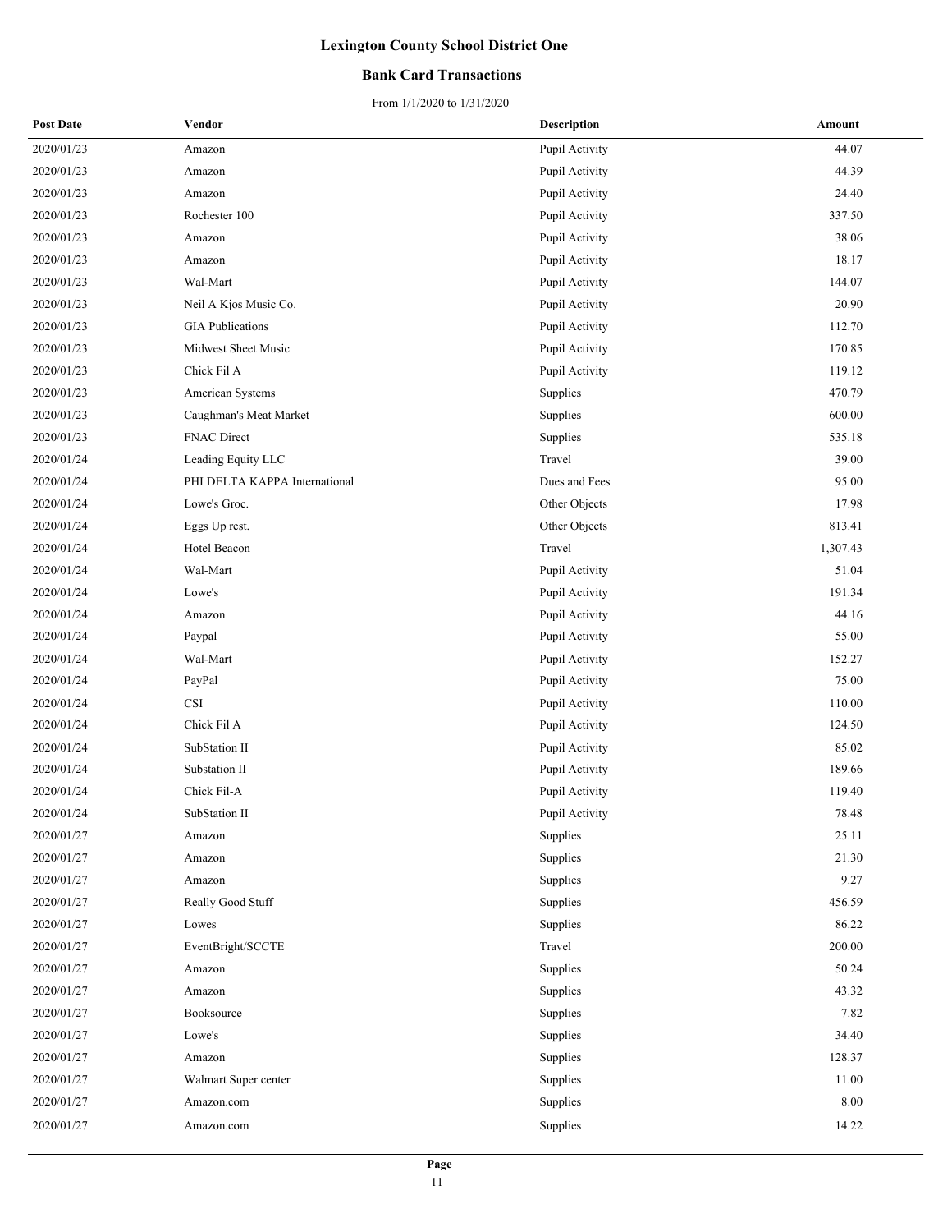# Lexington County School District One

## Bank Card Transactions

From 1/1/2020 to 1/31/2020

| Post Date | Vendor | Description | Amount |
|---|---|---|---|
| 2020/01/23 | Amazon | Pupil Activity | 44.07 |
| 2020/01/23 | Amazon | Pupil Activity | 44.39 |
| 2020/01/23 | Amazon | Pupil Activity | 24.40 |
| 2020/01/23 | Rochester 100 | Pupil Activity | 337.50 |
| 2020/01/23 | Amazon | Pupil Activity | 38.06 |
| 2020/01/23 | Amazon | Pupil Activity | 18.17 |
| 2020/01/23 | Wal-Mart | Pupil Activity | 144.07 |
| 2020/01/23 | Neil A Kjos Music Co. | Pupil Activity | 20.90 |
| 2020/01/23 | GIA Publications | Pupil Activity | 112.70 |
| 2020/01/23 | Midwest Sheet Music | Pupil Activity | 170.85 |
| 2020/01/23 | Chick Fil A | Pupil Activity | 119.12 |
| 2020/01/23 | American Systems | Supplies | 470.79 |
| 2020/01/23 | Caughman's Meat Market | Supplies | 600.00 |
| 2020/01/23 | FNAC Direct | Supplies | 535.18 |
| 2020/01/24 | Leading Equity LLC | Travel | 39.00 |
| 2020/01/24 | PHI DELTA KAPPA International | Dues and Fees | 95.00 |
| 2020/01/24 | Lowe's Groc. | Other Objects | 17.98 |
| 2020/01/24 | Eggs Up rest. | Other Objects | 813.41 |
| 2020/01/24 | Hotel Beacon | Travel | 1,307.43 |
| 2020/01/24 | Wal-Mart | Pupil Activity | 51.04 |
| 2020/01/24 | Lowe's | Pupil Activity | 191.34 |
| 2020/01/24 | Amazon | Pupil Activity | 44.16 |
| 2020/01/24 | Paypal | Pupil Activity | 55.00 |
| 2020/01/24 | Wal-Mart | Pupil Activity | 152.27 |
| 2020/01/24 | PayPal | Pupil Activity | 75.00 |
| 2020/01/24 | CSI | Pupil Activity | 110.00 |
| 2020/01/24 | Chick Fil A | Pupil Activity | 124.50 |
| 2020/01/24 | SubStation II | Pupil Activity | 85.02 |
| 2020/01/24 | Substation II | Pupil Activity | 189.66 |
| 2020/01/24 | Chick Fil-A | Pupil Activity | 119.40 |
| 2020/01/24 | SubStation II | Pupil Activity | 78.48 |
| 2020/01/27 | Amazon | Supplies | 25.11 |
| 2020/01/27 | Amazon | Supplies | 21.30 |
| 2020/01/27 | Amazon | Supplies | 9.27 |
| 2020/01/27 | Really Good Stuff | Supplies | 456.59 |
| 2020/01/27 | Lowes | Supplies | 86.22 |
| 2020/01/27 | EventBright/SCCTE | Travel | 200.00 |
| 2020/01/27 | Amazon | Supplies | 50.24 |
| 2020/01/27 | Amazon | Supplies | 43.32 |
| 2020/01/27 | Booksource | Supplies | 7.82 |
| 2020/01/27 | Lowe's | Supplies | 34.40 |
| 2020/01/27 | Amazon | Supplies | 128.37 |
| 2020/01/27 | Walmart Super center | Supplies | 11.00 |
| 2020/01/27 | Amazon.com | Supplies | 8.00 |
| 2020/01/27 | Amazon.com | Supplies | 14.22 |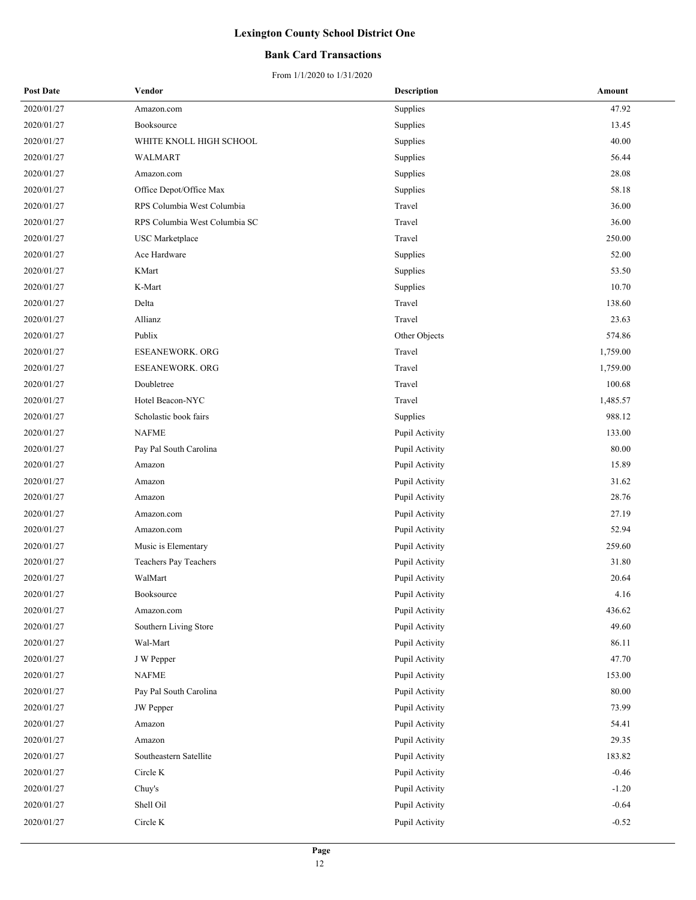# Lexington County School District One

## Bank Card Transactions

From 1/1/2020 to 1/31/2020

| Post Date | Vendor | Description | Amount |
|---|---|---|---|
| 2020/01/27 | Amazon.com | Supplies | 47.92 |
| 2020/01/27 | Booksource | Supplies | 13.45 |
| 2020/01/27 | WHITE KNOLL HIGH SCHOOL | Supplies | 40.00 |
| 2020/01/27 | WALMART | Supplies | 56.44 |
| 2020/01/27 | Amazon.com | Supplies | 28.08 |
| 2020/01/27 | Office Depot/Office Max | Supplies | 58.18 |
| 2020/01/27 | RPS Columbia West Columbia | Travel | 36.00 |
| 2020/01/27 | RPS Columbia West Columbia SC | Travel | 36.00 |
| 2020/01/27 | USC Marketplace | Travel | 250.00 |
| 2020/01/27 | Ace Hardware | Supplies | 52.00 |
| 2020/01/27 | KMart | Supplies | 53.50 |
| 2020/01/27 | K-Mart | Supplies | 10.70 |
| 2020/01/27 | Delta | Travel | 138.60 |
| 2020/01/27 | Allianz | Travel | 23.63 |
| 2020/01/27 | Publix | Other Objects | 574.86 |
| 2020/01/27 | ESEANEWORK. ORG | Travel | 1,759.00 |
| 2020/01/27 | ESEANEWORK. ORG | Travel | 1,759.00 |
| 2020/01/27 | Doubletree | Travel | 100.68 |
| 2020/01/27 | Hotel Beacon-NYC | Travel | 1,485.57 |
| 2020/01/27 | Scholastic book fairs | Supplies | 988.12 |
| 2020/01/27 | NAFME | Pupil Activity | 133.00 |
| 2020/01/27 | Pay Pal South Carolina | Pupil Activity | 80.00 |
| 2020/01/27 | Amazon | Pupil Activity | 15.89 |
| 2020/01/27 | Amazon | Pupil Activity | 31.62 |
| 2020/01/27 | Amazon | Pupil Activity | 28.76 |
| 2020/01/27 | Amazon.com | Pupil Activity | 27.19 |
| 2020/01/27 | Amazon.com | Pupil Activity | 52.94 |
| 2020/01/27 | Music is Elementary | Pupil Activity | 259.60 |
| 2020/01/27 | Teachers Pay Teachers | Pupil Activity | 31.80 |
| 2020/01/27 | WalMart | Pupil Activity | 20.64 |
| 2020/01/27 | Booksource | Pupil Activity | 4.16 |
| 2020/01/27 | Amazon.com | Pupil Activity | 436.62 |
| 2020/01/27 | Southern Living Store | Pupil Activity | 49.60 |
| 2020/01/27 | Wal-Mart | Pupil Activity | 86.11 |
| 2020/01/27 | J W Pepper | Pupil Activity | 47.70 |
| 2020/01/27 | NAFME | Pupil Activity | 153.00 |
| 2020/01/27 | Pay Pal South Carolina | Pupil Activity | 80.00 |
| 2020/01/27 | JW Pepper | Pupil Activity | 73.99 |
| 2020/01/27 | Amazon | Pupil Activity | 54.41 |
| 2020/01/27 | Amazon | Pupil Activity | 29.35 |
| 2020/01/27 | Southeastern Satellite | Pupil Activity | 183.82 |
| 2020/01/27 | Circle K | Pupil Activity | -0.46 |
| 2020/01/27 | Chuy's | Pupil Activity | -1.20 |
| 2020/01/27 | Shell Oil | Pupil Activity | -0.64 |
| 2020/01/27 | Circle K | Pupil Activity | -0.52 |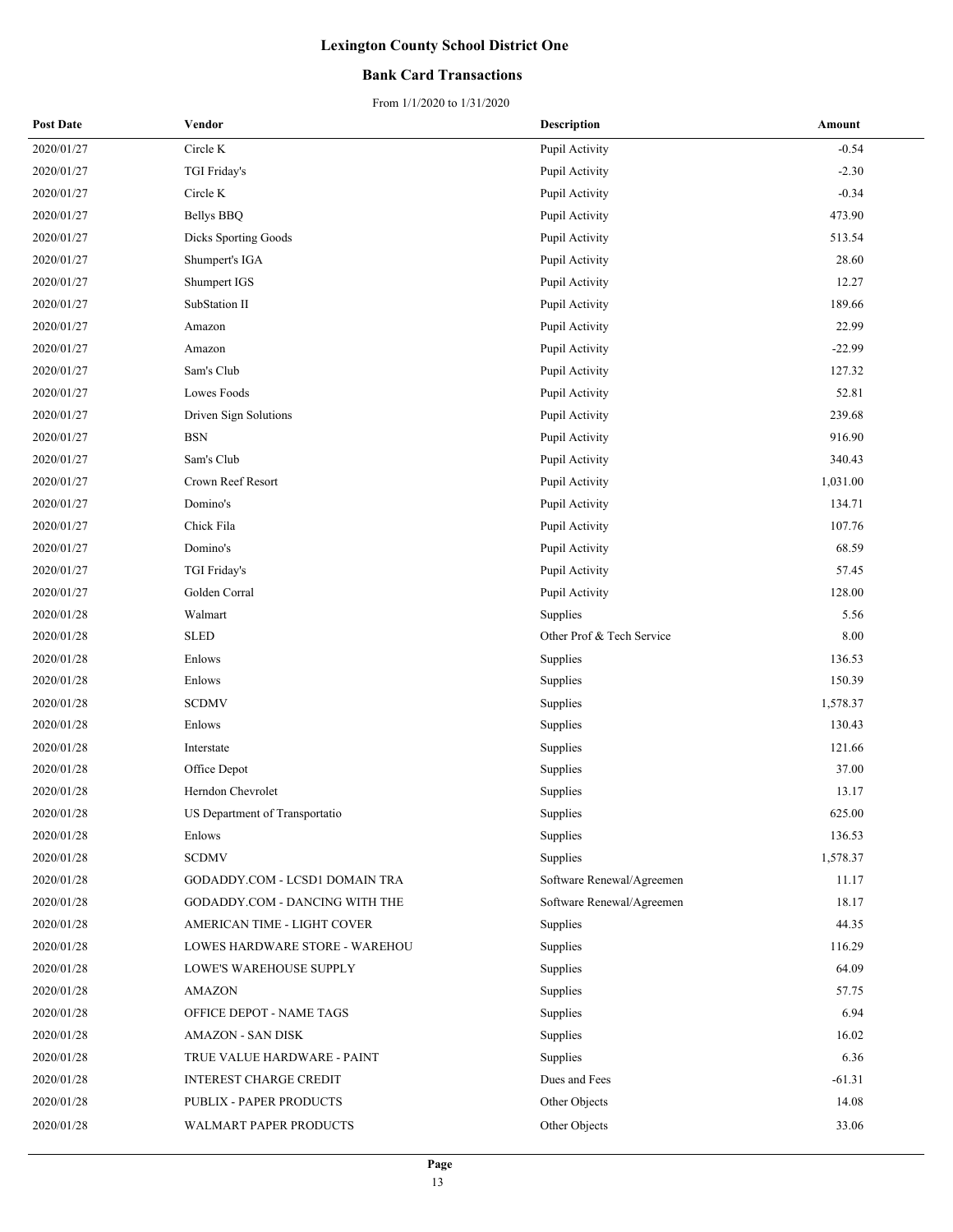# Lexington County School District One

## Bank Card Transactions

From 1/1/2020 to 1/31/2020

| Post Date | Vendor | Description | Amount |
|---|---|---|---|
| 2020/01/27 | Circle K | Pupil Activity | -0.54 |
| 2020/01/27 | TGI Friday's | Pupil Activity | -2.30 |
| 2020/01/27 | Circle K | Pupil Activity | -0.34 |
| 2020/01/27 | Bellys BBQ | Pupil Activity | 473.90 |
| 2020/01/27 | Dicks Sporting Goods | Pupil Activity | 513.54 |
| 2020/01/27 | Shumpert's IGA | Pupil Activity | 28.60 |
| 2020/01/27 | Shumpert IGS | Pupil Activity | 12.27 |
| 2020/01/27 | SubStation II | Pupil Activity | 189.66 |
| 2020/01/27 | Amazon | Pupil Activity | 22.99 |
| 2020/01/27 | Amazon | Pupil Activity | -22.99 |
| 2020/01/27 | Sam's Club | Pupil Activity | 127.32 |
| 2020/01/27 | Lowes Foods | Pupil Activity | 52.81 |
| 2020/01/27 | Driven Sign Solutions | Pupil Activity | 239.68 |
| 2020/01/27 | BSN | Pupil Activity | 916.90 |
| 2020/01/27 | Sam's Club | Pupil Activity | 340.43 |
| 2020/01/27 | Crown Reef Resort | Pupil Activity | 1,031.00 |
| 2020/01/27 | Domino's | Pupil Activity | 134.71 |
| 2020/01/27 | Chick Fila | Pupil Activity | 107.76 |
| 2020/01/27 | Domino's | Pupil Activity | 68.59 |
| 2020/01/27 | TGI Friday's | Pupil Activity | 57.45 |
| 2020/01/27 | Golden Corral | Pupil Activity | 128.00 |
| 2020/01/28 | Walmart | Supplies | 5.56 |
| 2020/01/28 | SLED | Other Prof & Tech Service | 8.00 |
| 2020/01/28 | Enlows | Supplies | 136.53 |
| 2020/01/28 | Enlows | Supplies | 150.39 |
| 2020/01/28 | SCDMV | Supplies | 1,578.37 |
| 2020/01/28 | Enlows | Supplies | 130.43 |
| 2020/01/28 | Interstate | Supplies | 121.66 |
| 2020/01/28 | Office Depot | Supplies | 37.00 |
| 2020/01/28 | Herndon Chevrolet | Supplies | 13.17 |
| 2020/01/28 | US Department of Transportatio | Supplies | 625.00 |
| 2020/01/28 | Enlows | Supplies | 136.53 |
| 2020/01/28 | SCDMV | Supplies | 1,578.37 |
| 2020/01/28 | GODADDY.COM - LCSD1 DOMAIN TRA | Software Renewal/Agreemen | 11.17 |
| 2020/01/28 | GODADDY.COM - DANCING WITH THE | Software Renewal/Agreemen | 18.17 |
| 2020/01/28 | AMERICAN TIME - LIGHT COVER | Supplies | 44.35 |
| 2020/01/28 | LOWES HARDWARE STORE - WAREHOU | Supplies | 116.29 |
| 2020/01/28 | LOWE'S WAREHOUSE SUPPLY | Supplies | 64.09 |
| 2020/01/28 | AMAZON | Supplies | 57.75 |
| 2020/01/28 | OFFICE DEPOT - NAME TAGS | Supplies | 6.94 |
| 2020/01/28 | AMAZON - SAN DISK | Supplies | 16.02 |
| 2020/01/28 | TRUE VALUE HARDWARE - PAINT | Supplies | 6.36 |
| 2020/01/28 | INTEREST CHARGE CREDIT | Dues and Fees | -61.31 |
| 2020/01/28 | PUBLIX - PAPER PRODUCTS | Other Objects | 14.08 |
| 2020/01/28 | WALMART PAPER PRODUCTS | Other Objects | 33.06 |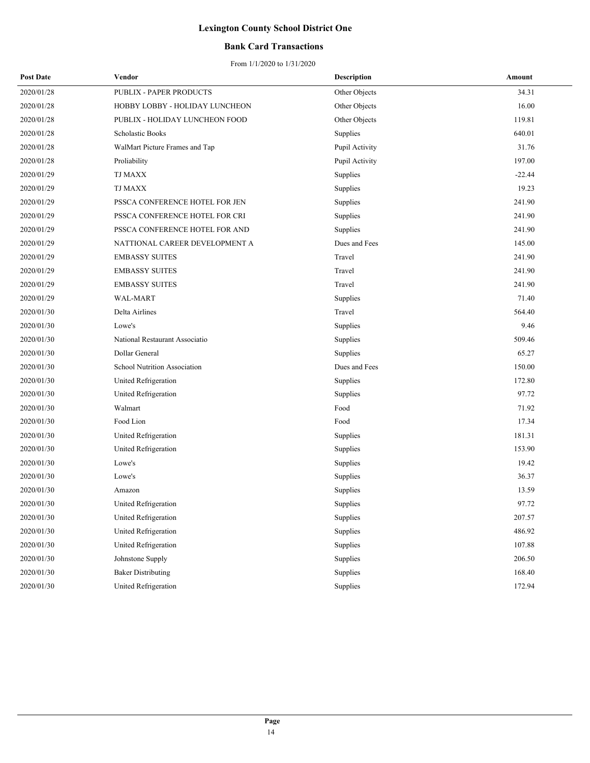# Lexington County School District One

## Bank Card Transactions

From 1/1/2020 to 1/31/2020

| Post Date | Vendor | Description | Amount |
| --- | --- | --- | --- |
| 2020/01/28 | PUBLIX - PAPER PRODUCTS | Other Objects | 34.31 |
| 2020/01/28 | HOBBY LOBBY - HOLIDAY LUNCHEON | Other Objects | 16.00 |
| 2020/01/28 | PUBLIX - HOLIDAY LUNCHEON FOOD | Other Objects | 119.81 |
| 2020/01/28 | Scholastic Books | Supplies | 640.01 |
| 2020/01/28 | WalMart Picture Frames and Tap | Pupil Activity | 31.76 |
| 2020/01/28 | Proliability | Pupil Activity | 197.00 |
| 2020/01/29 | TJ MAXX | Supplies | -22.44 |
| 2020/01/29 | TJ MAXX | Supplies | 19.23 |
| 2020/01/29 | PSSCA CONFERENCE HOTEL FOR JEN | Supplies | 241.90 |
| 2020/01/29 | PSSCA CONFERENCE HOTEL FOR CRI | Supplies | 241.90 |
| 2020/01/29 | PSSCA CONFERENCE HOTEL FOR AND | Supplies | 241.90 |
| 2020/01/29 | NATTIONAL CAREER DEVELOPMENT A | Dues and Fees | 145.00 |
| 2020/01/29 | EMBASSY SUITES | Travel | 241.90 |
| 2020/01/29 | EMBASSY SUITES | Travel | 241.90 |
| 2020/01/29 | EMBASSY SUITES | Travel | 241.90 |
| 2020/01/29 | WAL-MART | Supplies | 71.40 |
| 2020/01/30 | Delta Airlines | Travel | 564.40 |
| 2020/01/30 | Lowe's | Supplies | 9.46 |
| 2020/01/30 | National Restaurant Associatio | Supplies | 509.46 |
| 2020/01/30 | Dollar General | Supplies | 65.27 |
| 2020/01/30 | School Nutrition Association | Dues and Fees | 150.00 |
| 2020/01/30 | United Refrigeration | Supplies | 172.80 |
| 2020/01/30 | United Refrigeration | Supplies | 97.72 |
| 2020/01/30 | Walmart | Food | 71.92 |
| 2020/01/30 | Food Lion | Food | 17.34 |
| 2020/01/30 | United Refrigeration | Supplies | 181.31 |
| 2020/01/30 | United Refrigeration | Supplies | 153.90 |
| 2020/01/30 | Lowe's | Supplies | 19.42 |
| 2020/01/30 | Lowe's | Supplies | 36.37 |
| 2020/01/30 | Amazon | Supplies | 13.59 |
| 2020/01/30 | United Refrigeration | Supplies | 97.72 |
| 2020/01/30 | United Refrigeration | Supplies | 207.57 |
| 2020/01/30 | United Refrigeration | Supplies | 486.92 |
| 2020/01/30 | United Refrigeration | Supplies | 107.88 |
| 2020/01/30 | Johnstone Supply | Supplies | 206.50 |
| 2020/01/30 | Baker Distributing | Supplies | 168.40 |
| 2020/01/30 | United Refrigeration | Supplies | 172.94 |